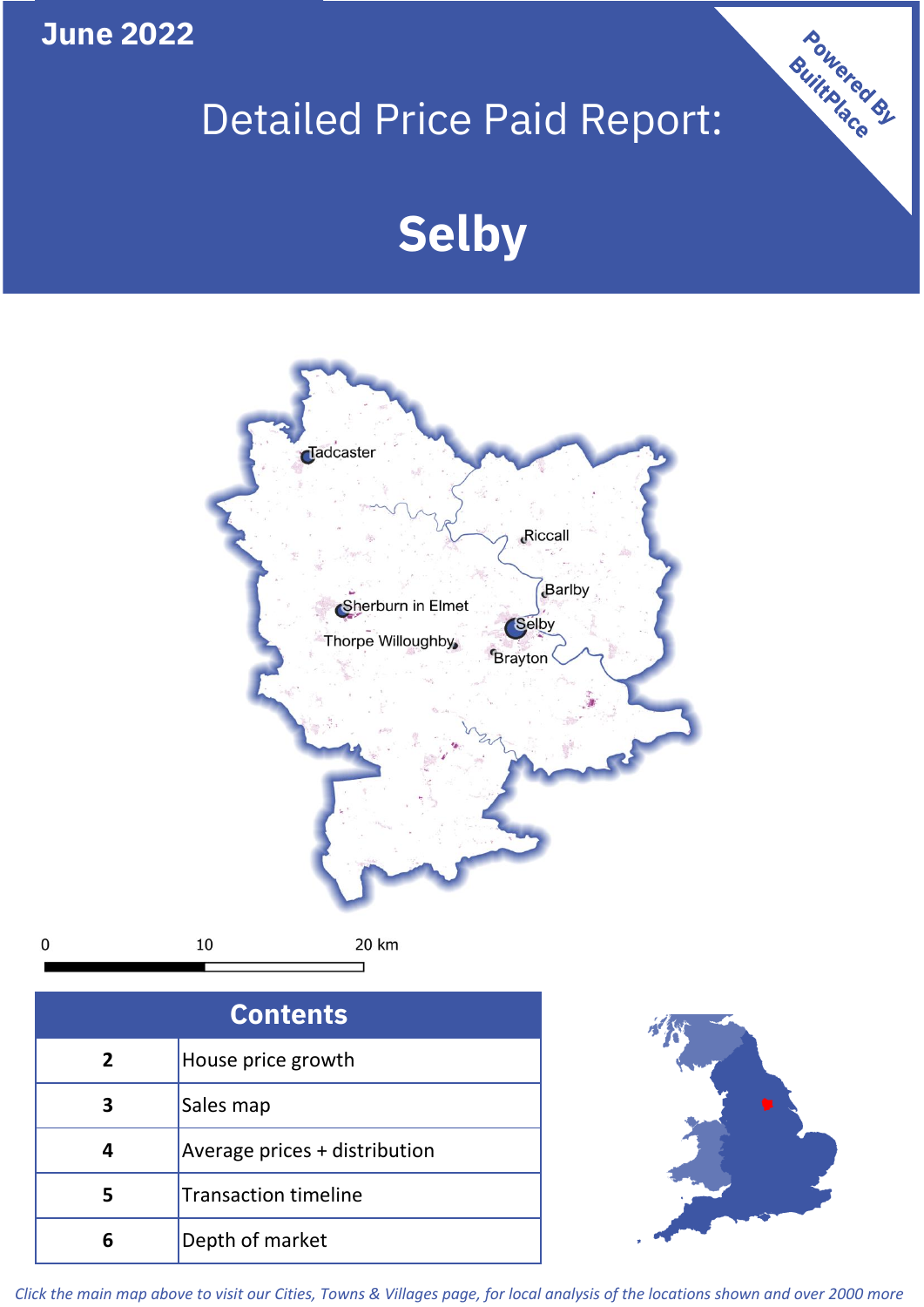June 2022

# Detailed Price Paid Report:

# Selby

Powered By BuiltPlace

| Contents | |
|---|---|
| 2 | House price growth |
| 3 | Sales map |
| 4 | Average prices + distribution |
| 5 | Transaction timeline |
| 6 | Depth of market |

*Click the main map above to visit our Cities, Towns & Villages page, for local analysis of the locations shown and over 2000 more*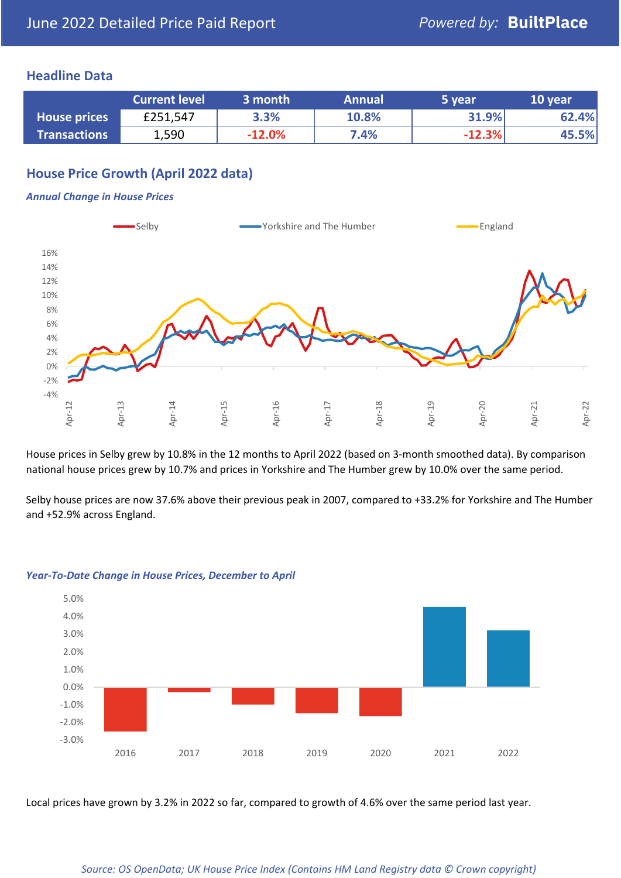# June 2022 Detailed Price Paid Report

*Powered by:* **BuiltPlace**

## Headline Data

| | Current level | 3 month | Annual | 5 year | 10 year |
|---|---|---|---|---|---|
| **House prices** | £251,547 | 3.3% | 10.8% | 31.9% | 62.4% |
| **Transactions** | 1,590 | -12.0% | 7.4% | -12.3% | 45.5% |

## House Price Growth (April 2022 data)

***Annual Change in House Prices***

House prices in Selby grew by 10.8% in the 12 months to April 2022 (based on 3-month smoothed data). By comparison national house prices grew by 10.7% and prices in Yorkshire and The Humber grew by 10.0% over the same period.

Selby house prices are now 37.6% above their previous peak in 2007, compared to +33.2% for Yorkshire and The Humber and +52.9% across England.

***Year-To-Date Change in House Prices, December to April***

Local prices have grown by 3.2% in 2022 so far, compared to growth of 4.6% over the same period last year.

*Source: OS OpenData; UK House Price Index (Contains HM Land Registry data © Crown copyright)*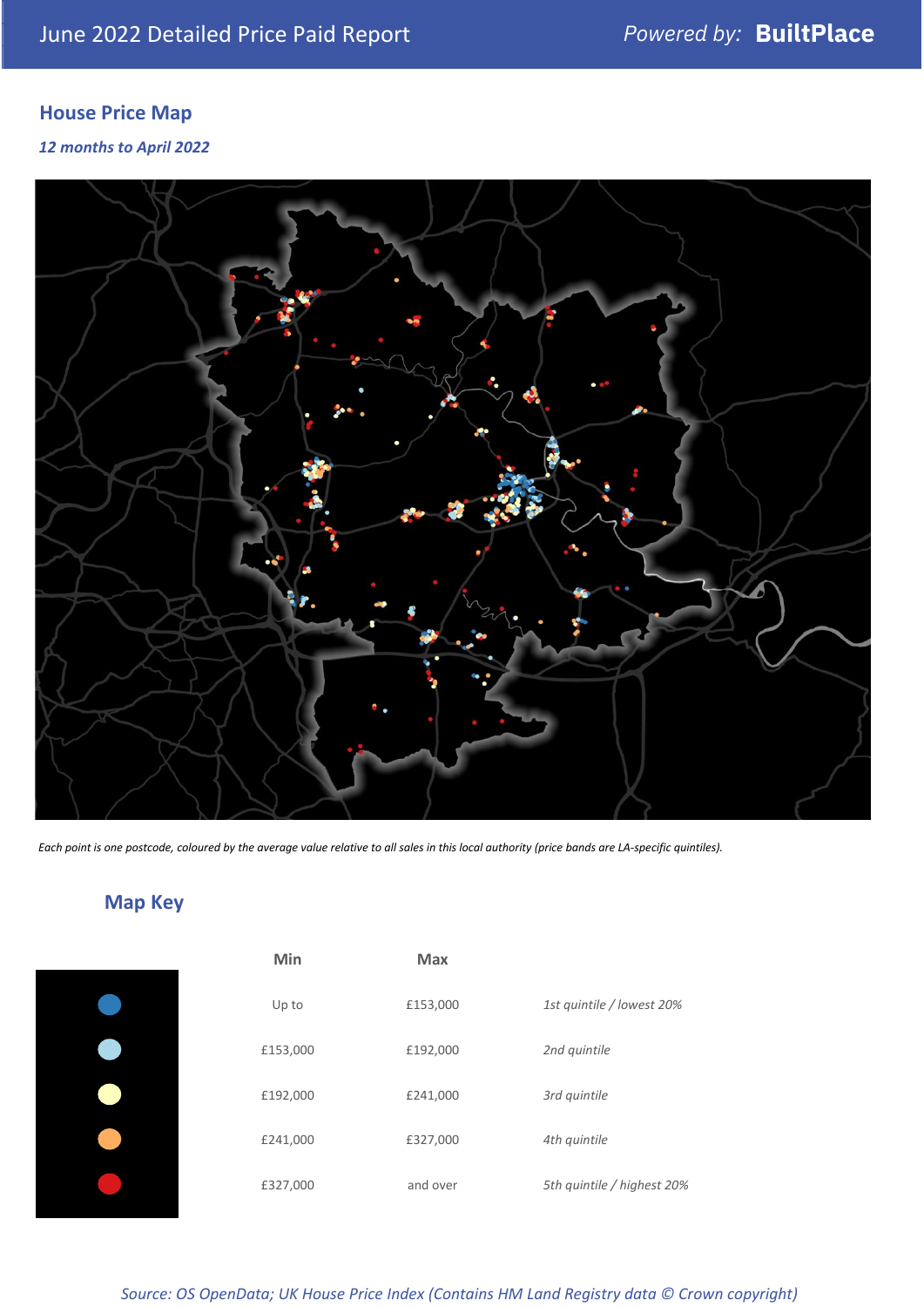## House Price Map

*12 months to April 2022*

*Each point is one postcode, coloured by the average value relative to all sales in this local authority (price bands are LA-specific quintiles).*

## Map Key

| | Min | Max | |
|---|---|---|---|
| (dark blue) | Up to | £153,000 | *1st quintile / lowest 20%* |
| (light blue) | £153,000 | £192,000 | *2nd quintile* |
| (pale yellow) | £192,000 | £241,000 | *3rd quintile* |
| (orange) | £241,000 | £327,000 | *4th quintile* |
| (red) | £327,000 | and over | *5th quintile / highest 20%* |

*Source: OS OpenData; UK House Price Index (Contains HM Land Registry data © Crown copyright)*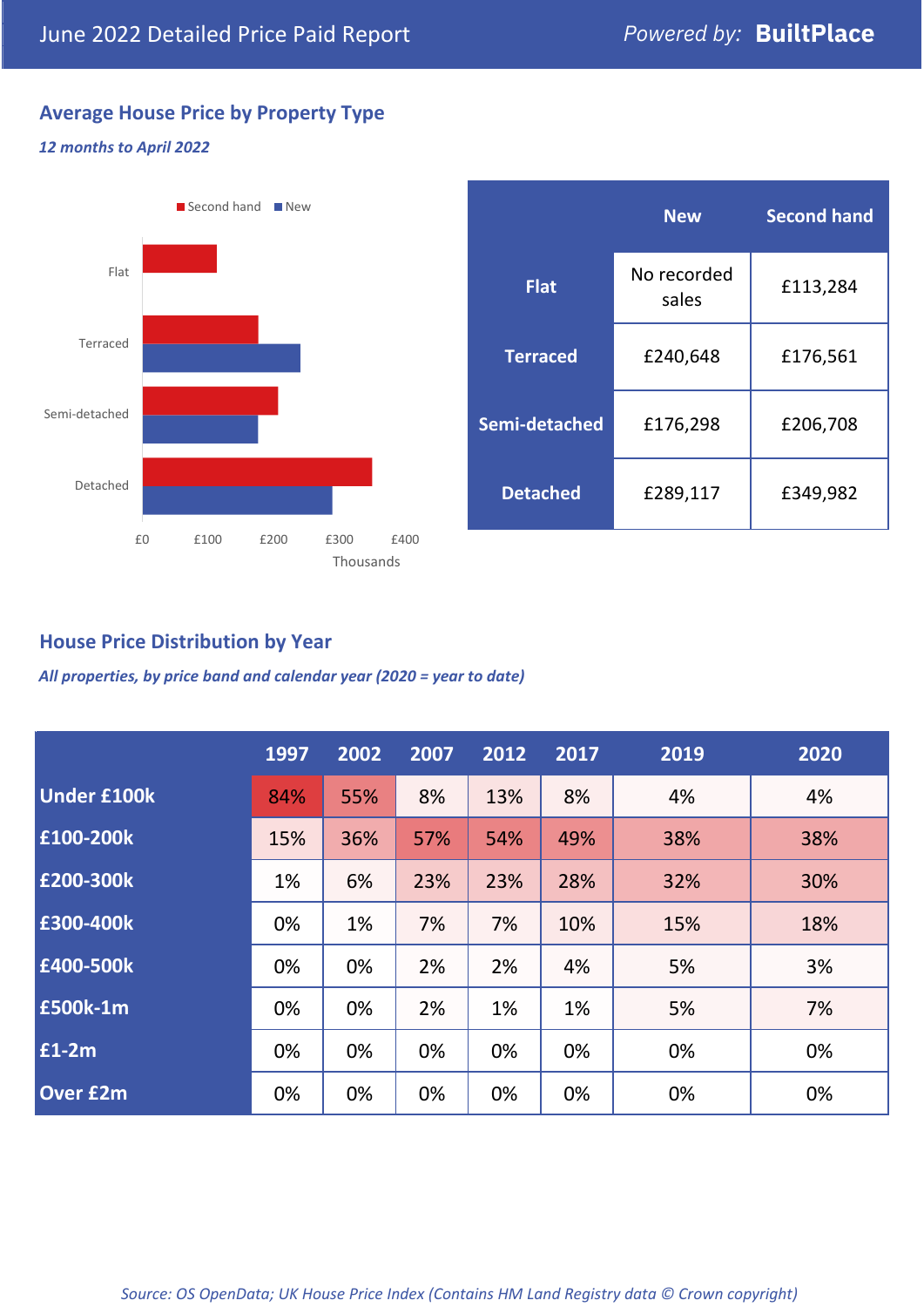June 2022 Detailed Price Paid Report

Powered by: **BuiltPlace**

## Average House Price by Property Type

*12 months to April 2022*

Second hand | New

Flat

Terraced

Semi-detached

Detached

£0 £100 £200 £300 £400

Thousands

| | New | Second hand |
|---|---|---|
| **Flat** | No recorded sales | £113,284 |
| **Terraced** | £240,648 | £176,561 |
| **Semi-detached** | £176,298 | £206,708 |
| **Detached** | £289,117 | £349,982 |

## House Price Distribution by Year

*All properties, by price band and calendar year (2020 = year to date)*

| | 1997 | 2002 | 2007 | 2012 | 2017 | 2019 | 2020 |
|---|---|---|---|---|---|---|---|
| **Under £100k** | 84% | 55% | 8% | 13% | 8% | 4% | 4% |
| **£100-200k** | 15% | 36% | 57% | 54% | 49% | 38% | 38% |
| **£200-300k** | 1% | 6% | 23% | 23% | 28% | 32% | 30% |
| **£300-400k** | 0% | 1% | 7% | 7% | 10% | 15% | 18% |
| **£400-500k** | 0% | 0% | 2% | 2% | 4% | 5% | 3% |
| **£500k-1m** | 0% | 0% | 2% | 1% | 1% | 5% | 7% |
| **£1-2m** | 0% | 0% | 0% | 0% | 0% | 0% | 0% |
| **Over £2m** | 0% | 0% | 0% | 0% | 0% | 0% | 0% |

*Source: OS OpenData; UK House Price Index (Contains HM Land Registry data © Crown copyright)*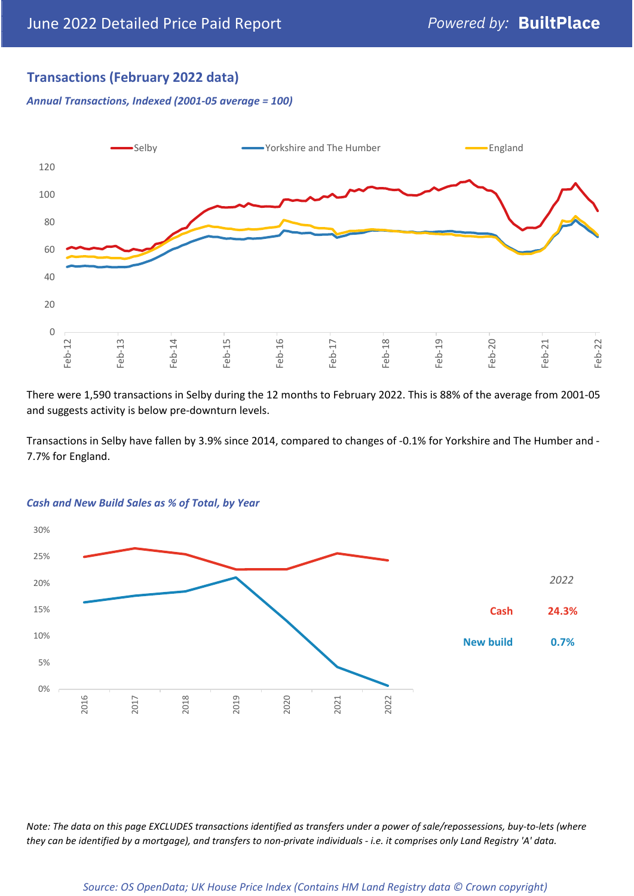## Transactions (February 2022 data)

*Annual Transactions, Indexed (2001-05 average = 100)*

There were 1,590 transactions in Selby during the 12 months to February 2022. This is 88% of the average from 2001-05 and suggests activity is below pre-downturn levels.

Transactions in Selby have fallen by 3.9% since 2014, compared to changes of -0.1% for Yorkshire and The Humber and -7.7% for England.

*Cash and New Build Sales as % of Total, by Year*

| 2022 | |
|---|---|
| Cash | 24.3% |
| New build | 0.7% |

*Note: The data on this page EXCLUDES transactions identified as transfers under a power of sale/repossessions, buy-to-lets (where they can be identified by a mortgage), and transfers to non-private individuals - i.e. it comprises only Land Registry 'A' data.*

*Source: OS OpenData; UK House Price Index (Contains HM Land Registry data © Crown copyright)*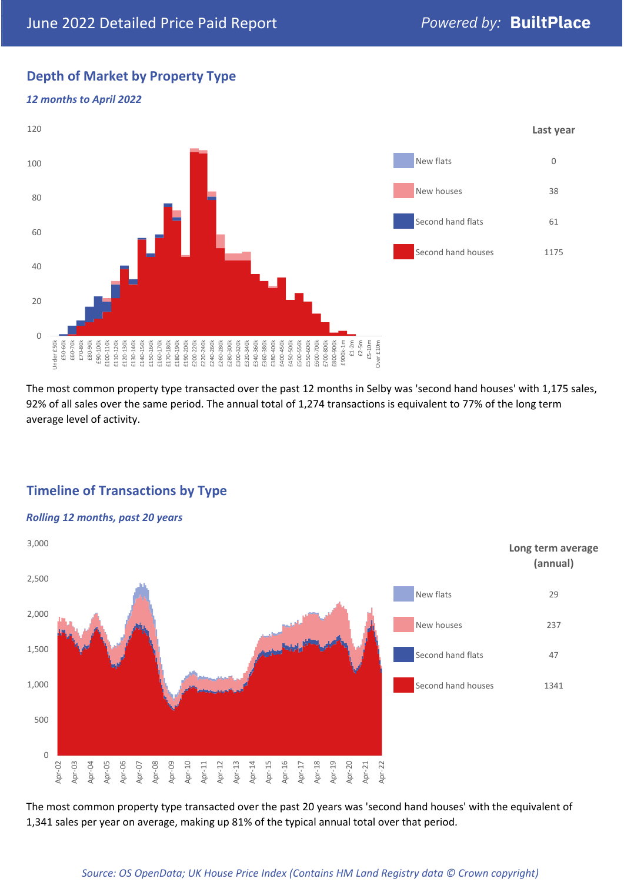## Depth of Market by Property Type

*12 months to April 2022*

120
100
80
60
40
20
0

Under £50k, £50-60k, £60-70k, £70-80k, £80-90k, £90-100k, £100-110k, £110-120k, £120-130k, £130-140k, £140-150k, £150-160k, £160-170k, £170-180k, £180-190k, £190-200k, £200-220k, £220-240k, £240-260k, £260-280k, £280-300k, £300-320k, £320-340k, £340-360k, £360-380k, £380-400k, £400-450k, £450-500k, £500-550k, £550-600k, £600-700k, £700-800k, £800-900k, £900k-1m, £1-2m, £2-5m, £5-10m, Over £10m

Last year

New flats 0
New houses 38
Second hand flats 61
Second hand houses 1175

The most common property type transacted over the past 12 months in Selby was 'second hand houses' with 1,175 sales, 92% of all sales over the same period. The annual total of 1,274 transactions is equivalent to 77% of the long term average level of activity.

## Timeline of Transactions by Type

*Rolling 12 months, past 20 years*

3,000
2,500
2,000
1,500
1,000
500
0

Apr-02, Apr-03, Apr-04, Apr-05, Apr-06, Apr-07, Apr-08, Apr-09, Apr-10, Apr-11, Apr-12, Apr-13, Apr-14, Apr-15, Apr-16, Apr-17, Apr-18, Apr-19, Apr-20, Apr-21, Apr-22

Long term average (annual)

New flats 29
New houses 237
Second hand flats 47
Second hand houses 1341

The most common property type transacted over the past 20 years was 'second hand houses' with the equivalent of 1,341 sales per year on average, making up 81% of the typical annual total over that period.

*Source: OS OpenData; UK House Price Index (Contains HM Land Registry data © Crown copyright)*